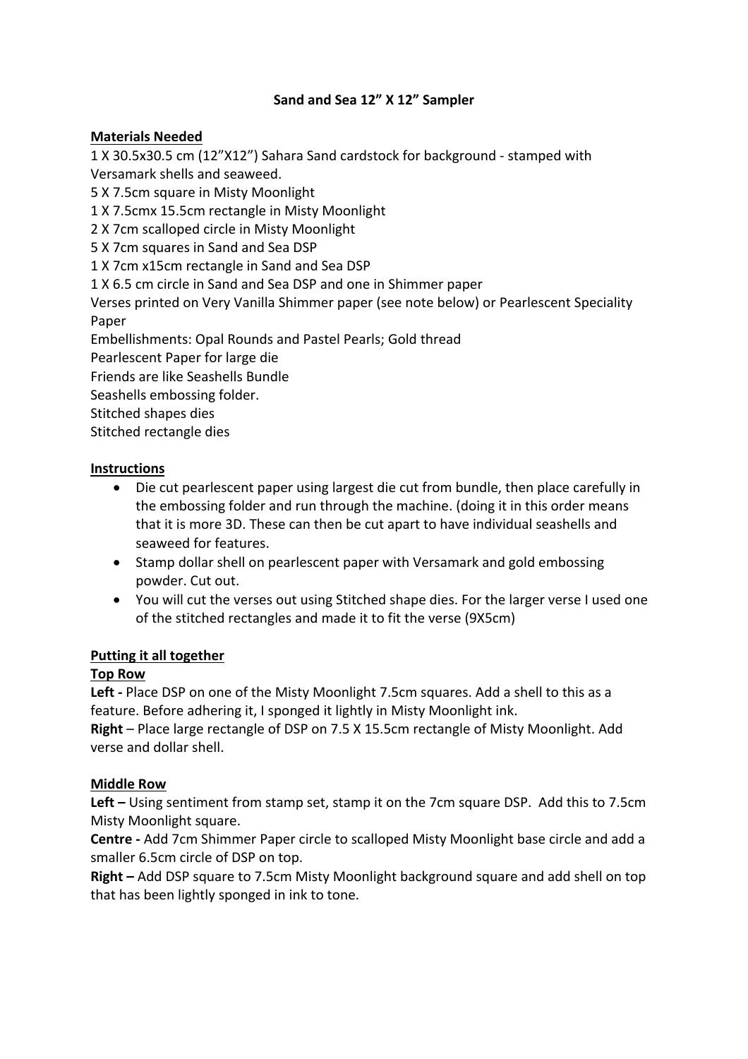# Sand and Sea 12" X 12" Sampler

## Materials Needed

1 X 30.5x30.5 cm (12"X12") Sahara Sand cardstock for background - stamped with Versamark shells and seaweed.
5 X 7.5cm square in Misty Moonlight
1 X 7.5cmx 15.5cm rectangle in Misty Moonlight
2 X 7cm scalloped circle in Misty Moonlight
5 X 7cm squares in Sand and Sea DSP
1 X 7cm x15cm rectangle in Sand and Sea DSP
1 X 6.5 cm circle in Sand and Sea DSP and one in Shimmer paper
Verses printed on Very Vanilla Shimmer paper (see note below) or Pearlescent Speciality Paper
Embellishments: Opal Rounds and Pastel Pearls; Gold thread
Pearlescent Paper for large die
Friends are like Seashells Bundle
Seashells embossing folder.
Stitched shapes dies
Stitched rectangle dies

## Instructions

- Die cut pearlescent paper using largest die cut from bundle, then place carefully in the embossing folder and run through the machine. (doing it in this order means that it is more 3D. These can then be cut apart to have individual seashells and seaweed for features.
- Stamp dollar shell on pearlescent paper with Versamark and gold embossing powder. Cut out.
- You will cut the verses out using Stitched shape dies. For the larger verse I used one of the stitched rectangles and made it to fit the verse (9X5cm)

## Putting it all together

### Top Row

**Left -** Place DSP on one of the Misty Moonlight 7.5cm squares. Add a shell to this as a feature. Before adhering it, I sponged it lightly in Misty Moonlight ink.
**Right** – Place large rectangle of DSP on 7.5 X 15.5cm rectangle of Misty Moonlight. Add verse and dollar shell.

### Middle Row

**Left –** Using sentiment from stamp set, stamp it on the 7cm square DSP. Add this to 7.5cm Misty Moonlight square.
**Centre -** Add 7cm Shimmer Paper circle to scalloped Misty Moonlight base circle and add a smaller 6.5cm circle of DSP on top.
**Right –** Add DSP square to 7.5cm Misty Moonlight background square and add shell on top that has been lightly sponged in ink to tone.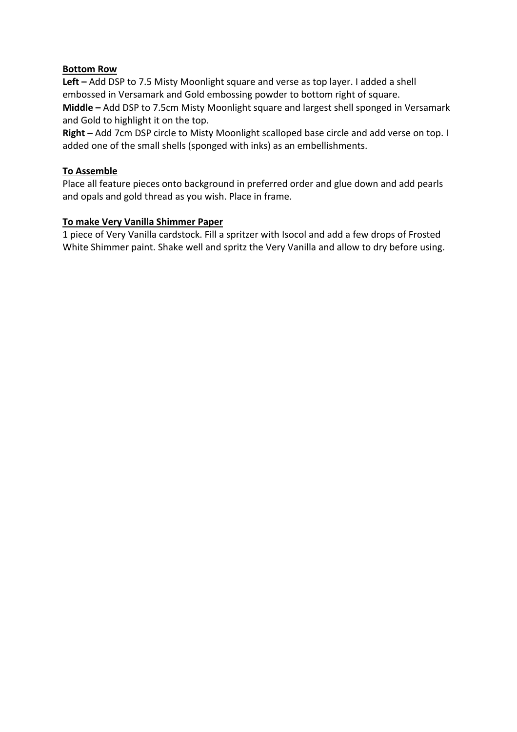**Bottom Row**

**Left –** Add DSP to 7.5 Misty Moonlight square and verse as top layer. I added a shell embossed in Versamark and Gold embossing powder to bottom right of square.

**Middle –** Add DSP to 7.5cm Misty Moonlight square and largest shell sponged in Versamark and Gold to highlight it on the top.

**Right –** Add 7cm DSP circle to Misty Moonlight scalloped base circle and add verse on top. I added one of the small shells (sponged with inks) as an embellishments.

**To Assemble**

Place all feature pieces onto background in preferred order and glue down and add pearls and opals and gold thread as you wish. Place in frame.

**To make Very Vanilla Shimmer Paper**

1 piece of Very Vanilla cardstock. Fill a spritzer with Isocol and add a few drops of Frosted White Shimmer paint. Shake well and spritz the Very Vanilla and allow to dry before using.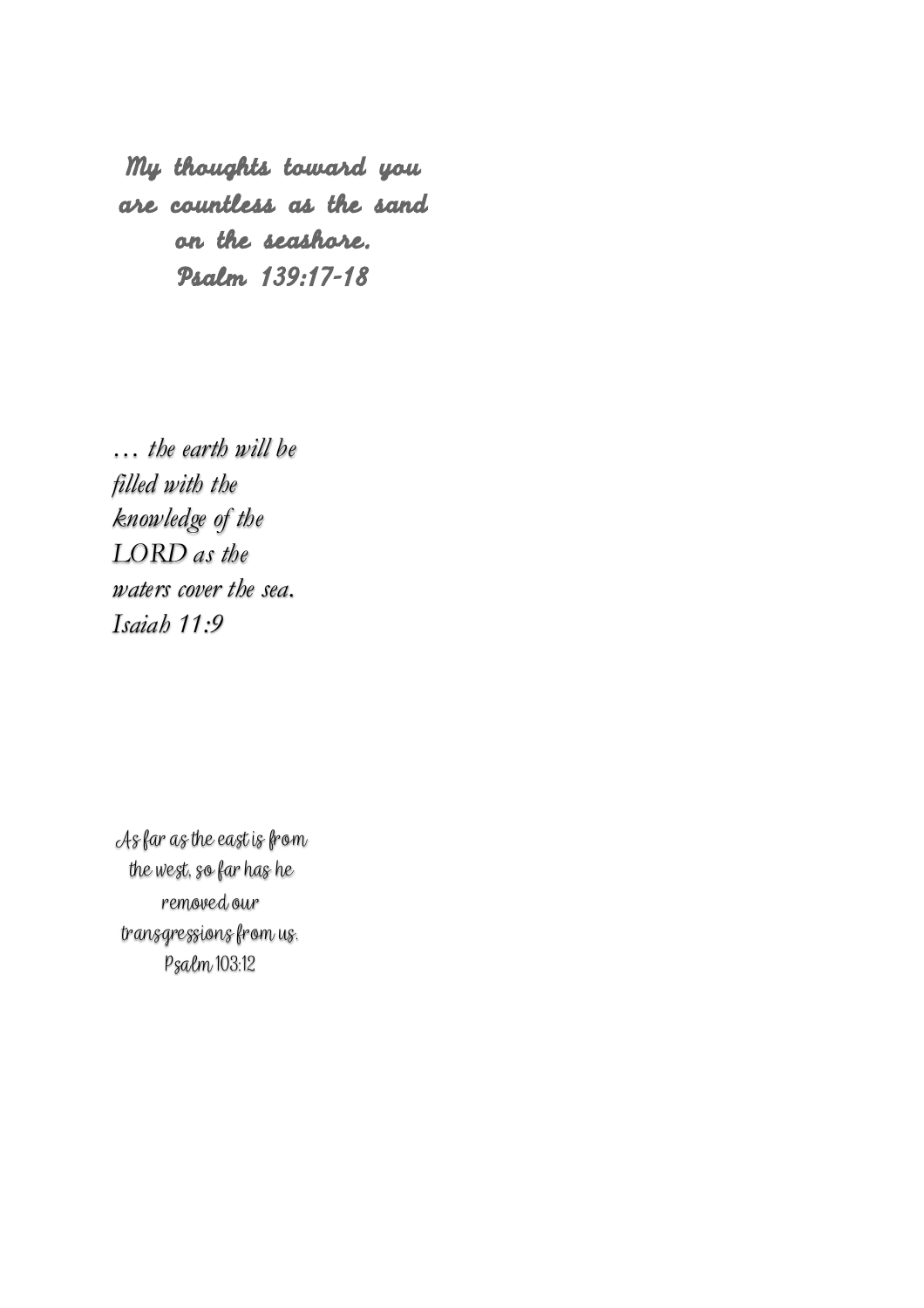*My thoughts toward you are countless as the sand on the seashore.*
*Psalm 139:17-18*

*… the earth will be filled with the knowledge of the LORD as the waters cover the sea.*
*Isaiah 11:9*

*As far as the east is from the west, so far has he removed our transgressions from us.*
*Psalm 103:12*